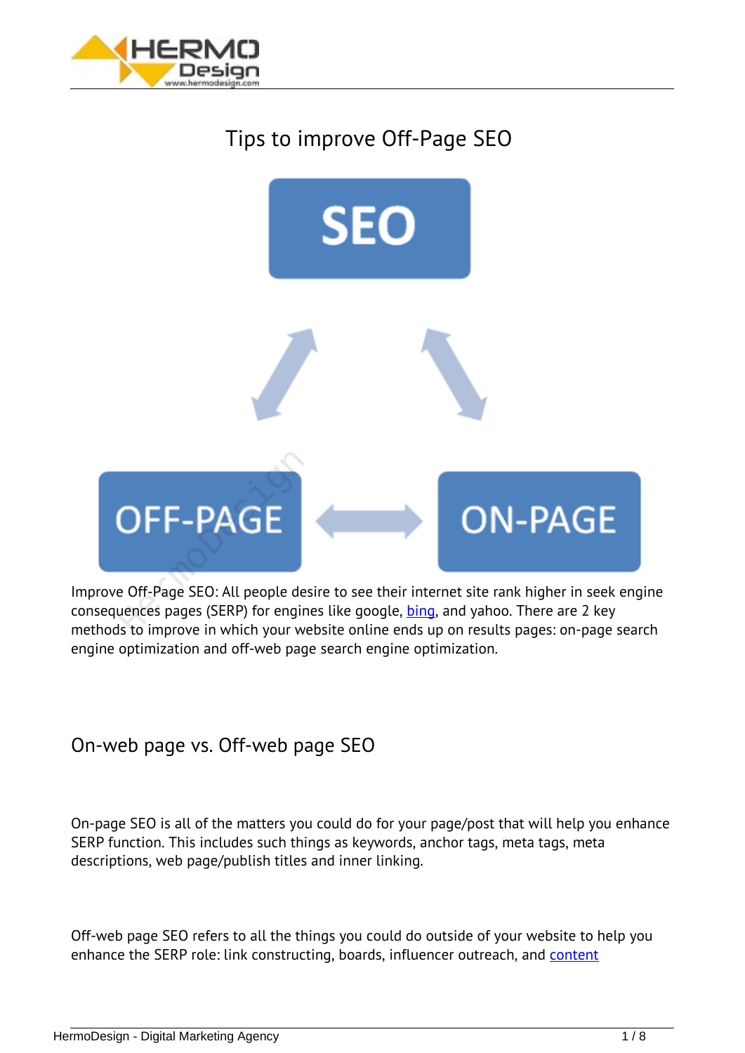# Tips to improve Off-Page SEO

Improve Off-Page SEO: All people desire to see their internet site rank higher in seek engine consequences pages (SERP) for engines like google, bing, and yahoo. There are 2 key methods to improve in which your website online ends up on results pages: on-page search engine optimization and off-web page search engine optimization.

## On-web page vs. Off-web page SEO

On-page SEO is all of the matters you could do for your page/post that will help you enhance SERP function. This includes such things as keywords, anchor tags, meta tags, meta descriptions, web page/publish titles and inner linking.

Off-web page SEO refers to all the things you could do outside of your website to help you enhance the SERP role: link constructing, boards, influencer outreach, and content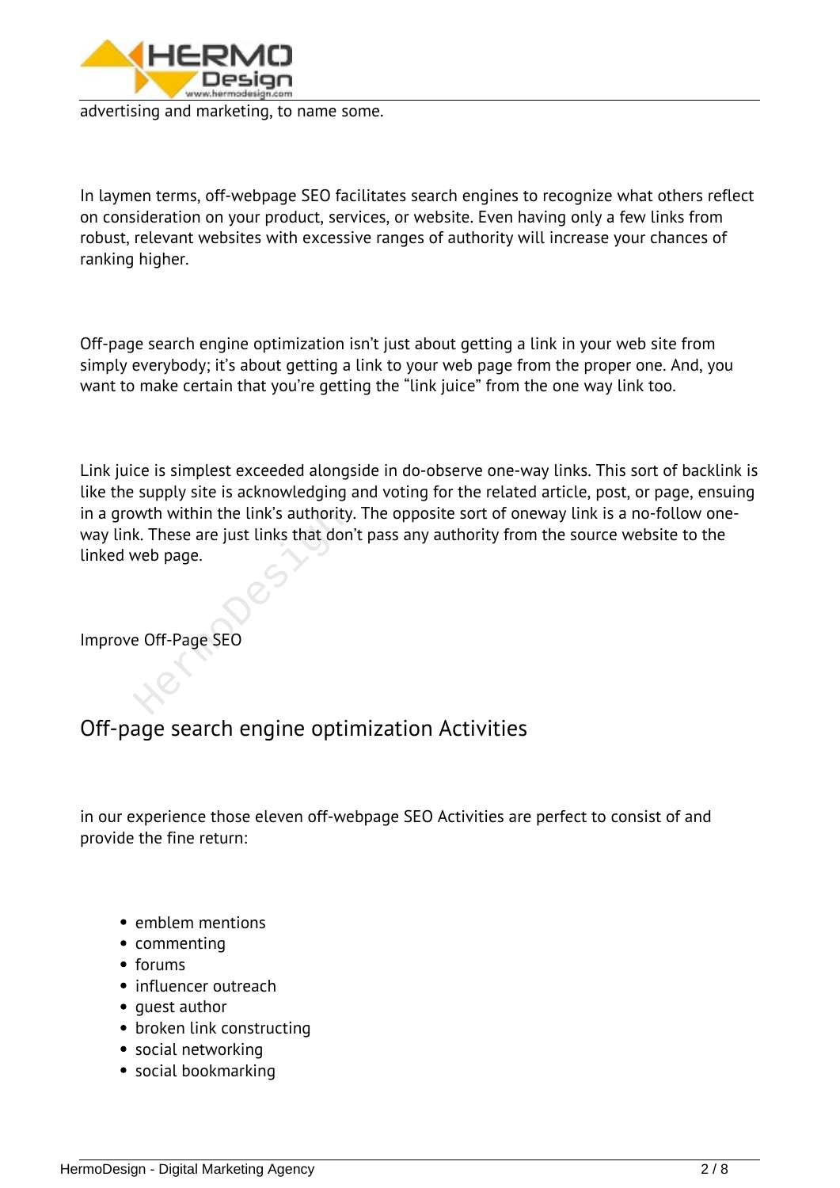advertising and marketing, to name some.

In laymen terms, off-webpage SEO facilitates search engines to recognize what others reflect on consideration on your product, services, or website. Even having only a few links from robust, relevant websites with excessive ranges of authority will increase your chances of ranking higher.

Off-page search engine optimization isn't just about getting a link in your web site from simply everybody; it's about getting a link to your web page from the proper one. And, you want to make certain that you're getting the "link juice" from the one way link too.

Link juice is simplest exceeded alongside in do-observe one-way links. This sort of backlink is like the supply site is acknowledging and voting for the related article, post, or page, ensuing in a growth within the link's authority. The opposite sort of oneway link is a no-follow one-way link. These are just links that don't pass any authority from the source website to the linked web page.

Improve Off-Page SEO

## Off-page search engine optimization Activities

in our experience those eleven off-webpage SEO Activities are perfect to consist of and provide the fine return:

- emblem mentions
- commenting
- forums
- influencer outreach
- guest author
- broken link constructing
- social networking
- social bookmarking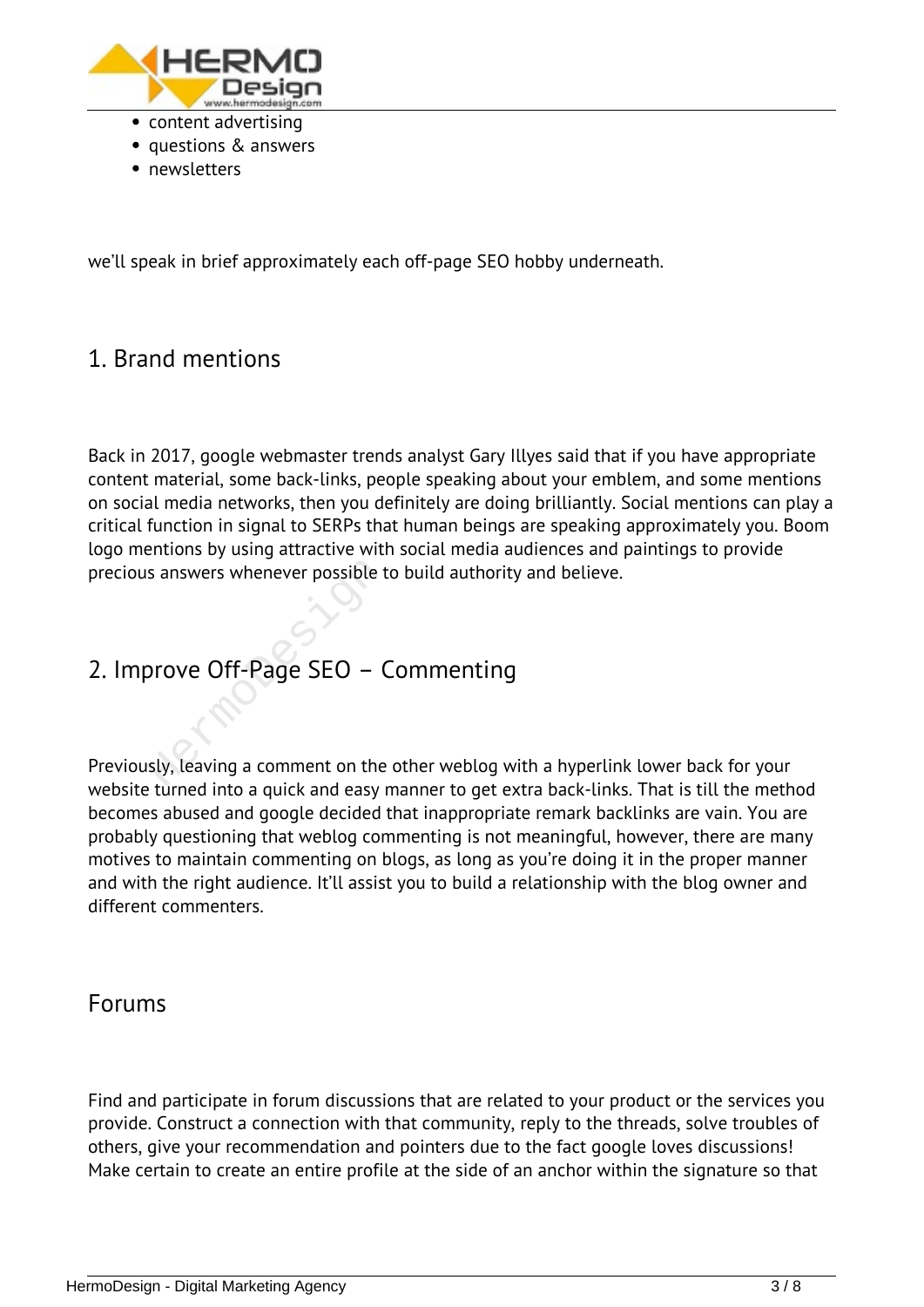- content advertising
- questions & answers
- newsletters

we'll speak in brief approximately each off-page SEO hobby underneath.

## 1. Brand mentions

Back in 2017, google webmaster trends analyst Gary Illyes said that if you have appropriate content material, some back-links, people speaking about your emblem, and some mentions on social media networks, then you definitely are doing brilliantly. Social mentions can play a critical function in signal to SERPs that human beings are speaking approximately you. Boom logo mentions by using attractive with social media audiences and paintings to provide precious answers whenever possible to build authority and believe.

## 2. Improve Off-Page SEO – Commenting

Previously, leaving a comment on the other weblog with a hyperlink lower back for your website turned into a quick and easy manner to get extra back-links. That is till the method becomes abused and google decided that inappropriate remark backlinks are vain. You are probably questioning that weblog commenting is not meaningful, however, there are many motives to maintain commenting on blogs, as long as you're doing it in the proper manner and with the right audience. It'll assist you to build a relationship with the blog owner and different commenters.

## Forums

Find and participate in forum discussions that are related to your product or the services you provide. Construct a connection with that community, reply to the threads, solve troubles of others, give your recommendation and pointers due to the fact google loves discussions! Make certain to create an entire profile at the side of an anchor within the signature so that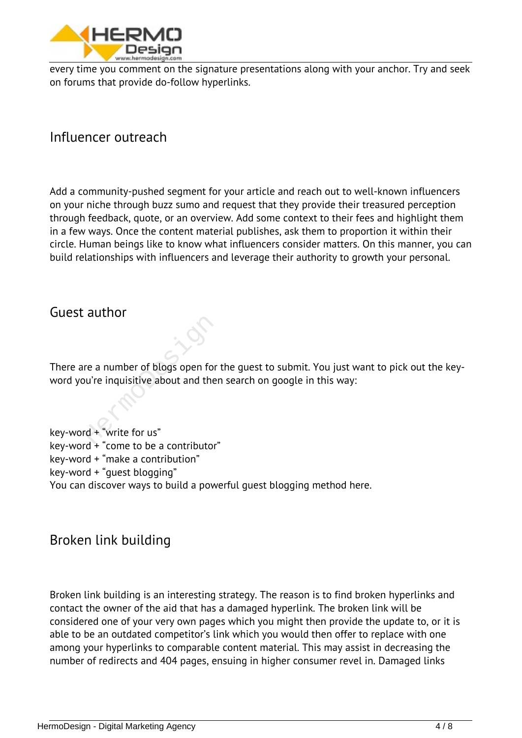every time you comment on the signature presentations along with your anchor. Try and seek on forums that provide do-follow hyperlinks.

## Influencer outreach

Add a community-pushed segment for your article and reach out to well-known influencers on your niche through buzz sumo and request that they provide their treasured perception through feedback, quote, or an overview. Add some context to their fees and highlight them in a few ways. Once the content material publishes, ask them to proportion it within their circle. Human beings like to know what influencers consider matters. On this manner, you can build relationships with influencers and leverage their authority to growth your personal.

## Guest author

There are a number of blogs open for the guest to submit. You just want to pick out the key-word you're inquisitive about and then search on google in this way:

key-word + "write for us"
key-word + "come to be a contributor"
key-word + "make a contribution"
key-word + "guest blogging"
You can discover ways to build a powerful guest blogging method here.

## Broken link building

Broken link building is an interesting strategy. The reason is to find broken hyperlinks and contact the owner of the aid that has a damaged hyperlink. The broken link will be considered one of your very own pages which you might then provide the update to, or it is able to be an outdated competitor's link which you would then offer to replace with one among your hyperlinks to comparable content material. This may assist in decreasing the number of redirects and 404 pages, ensuing in higher consumer revel in. Damaged links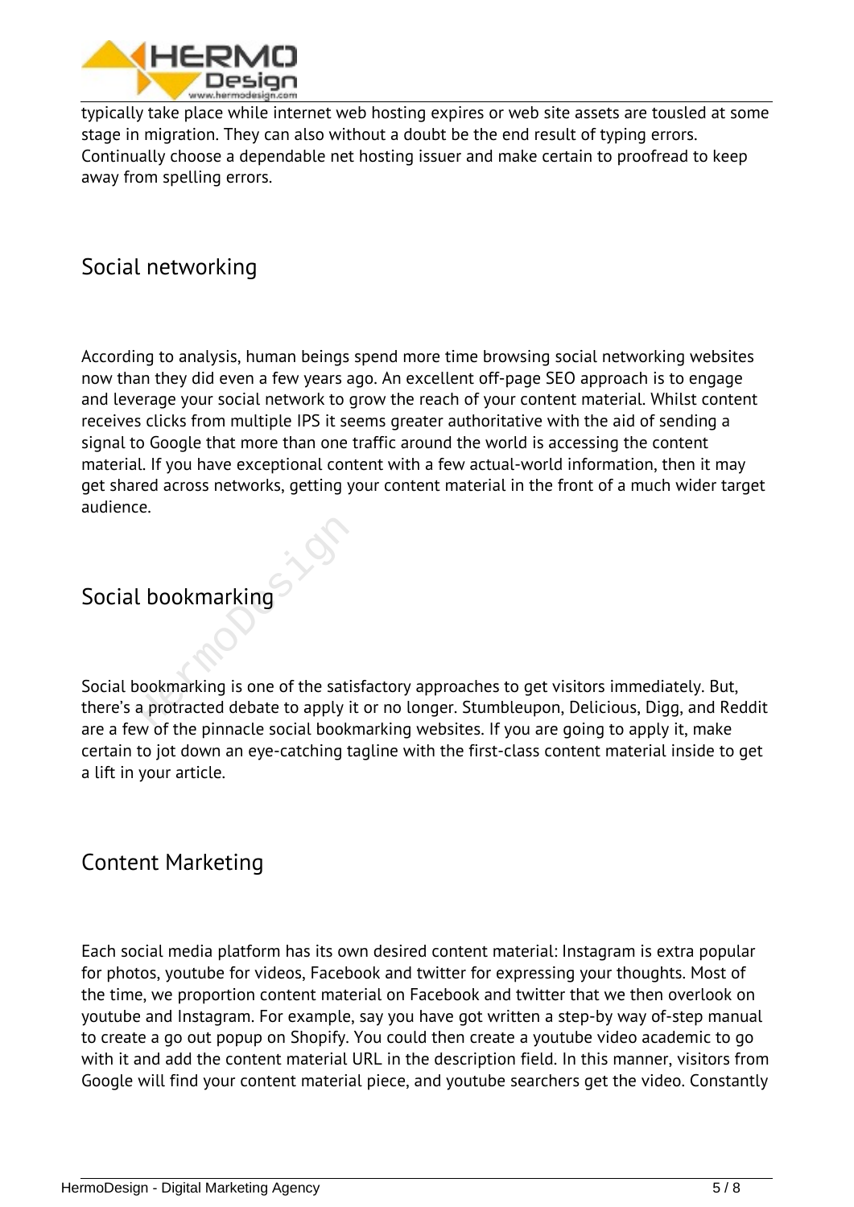typically take place while internet web hosting expires or web site assets are tousled at some stage in migration. They can also without a doubt be the end result of typing errors. Continually choose a dependable net hosting issuer and make certain to proofread to keep away from spelling errors.

## Social networking

According to analysis, human beings spend more time browsing social networking websites now than they did even a few years ago. An excellent off-page SEO approach is to engage and leverage your social network to grow the reach of your content material. Whilst content receives clicks from multiple IPS it seems greater authoritative with the aid of sending a signal to Google that more than one traffic around the world is accessing the content material. If you have exceptional content with a few actual-world information, then it may get shared across networks, getting your content material in the front of a much wider target audience.

## Social bookmarking

Social bookmarking is one of the satisfactory approaches to get visitors immediately. But, there's a protracted debate to apply it or no longer. Stumbleupon, Delicious, Digg, and Reddit are a few of the pinnacle social bookmarking websites. If you are going to apply it, make certain to jot down an eye-catching tagline with the first-class content material inside to get a lift in your article.

## Content Marketing

Each social media platform has its own desired content material: Instagram is extra popular for photos, youtube for videos, Facebook and twitter for expressing your thoughts. Most of the time, we proportion content material on Facebook and twitter that we then overlook on youtube and Instagram. For example, say you have got written a step-by way of-step manual to create a go out popup on Shopify. You could then create a youtube video academic to go with it and add the content material URL in the description field. In this manner, visitors from Google will find your content material piece, and youtube searchers get the video. Constantly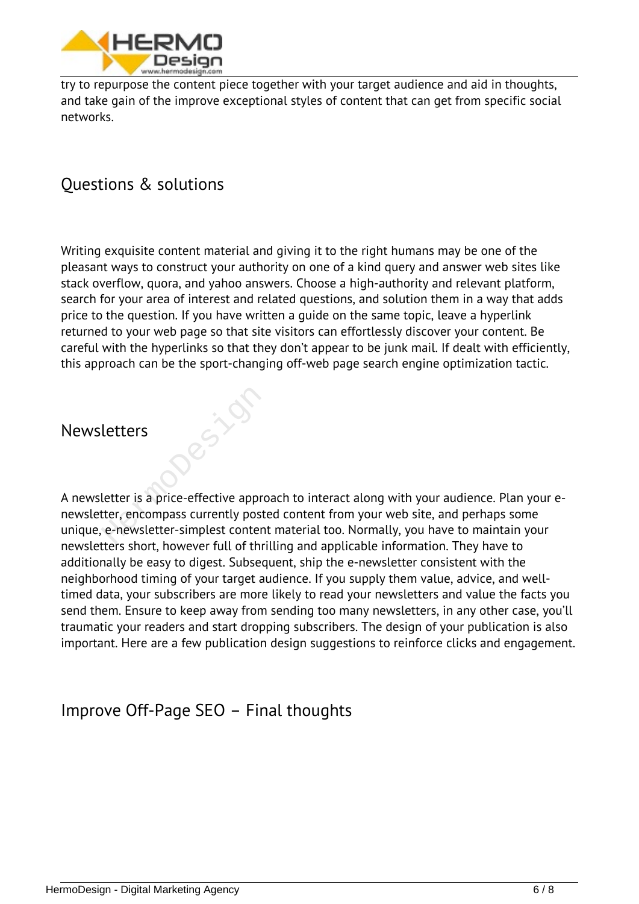try to repurpose the content piece together with your target audience and aid in thoughts, and take gain of the improve exceptional styles of content that can get from specific social networks.

## Questions & solutions

Writing exquisite content material and giving it to the right humans may be one of the pleasant ways to construct your authority on one of a kind query and answer web sites like stack overflow, quora, and yahoo answers. Choose a high-authority and relevant platform, search for your area of interest and related questions, and solution them in a way that adds price to the question. If you have written a guide on the same topic, leave a hyperlink returned to your web page so that site visitors can effortlessly discover your content. Be careful with the hyperlinks so that they don't appear to be junk mail. If dealt with efficiently, this approach can be the sport-changing off-web page search engine optimization tactic.

## Newsletters

A newsletter is a price-effective approach to interact along with your audience. Plan your e-newsletter, encompass currently posted content from your web site, and perhaps some unique, e-newsletter-simplest content material too. Normally, you have to maintain your newsletters short, however full of thrilling and applicable information. They have to additionally be easy to digest. Subsequent, ship the e-newsletter consistent with the neighborhood timing of your target audience. If you supply them value, advice, and well-timed data, your subscribers are more likely to read your newsletters and value the facts you send them. Ensure to keep away from sending too many newsletters, in any other case, you'll traumatic your readers and start dropping subscribers. The design of your publication is also important. Here are a few publication design suggestions to reinforce clicks and engagement.

## Improve Off-Page SEO – Final thoughts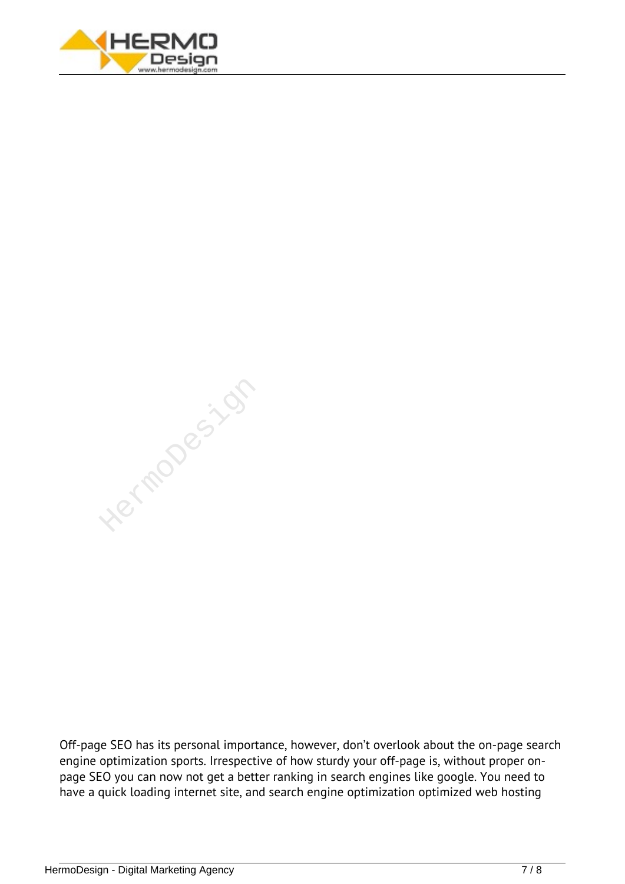Off-page SEO has its personal importance, however, don't overlook about the on-page search engine optimization sports. Irrespective of how sturdy your off-page is, without proper on-page SEO you can now not get a better ranking in search engines like google. You need to have a quick loading internet site, and search engine optimization optimized web hosting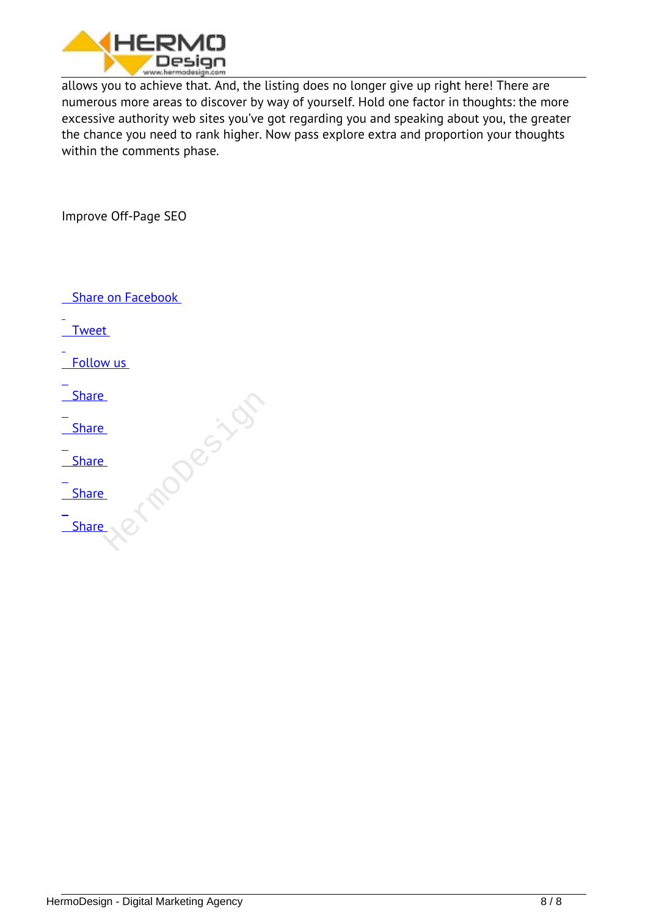allows you to achieve that. And, the listing does no longer give up right here! There are numerous more areas to discover by way of yourself. Hold one factor in thoughts: the more excessive authority web sites you've got regarding you and speaking about you, the greater the chance you need to rank higher. Now pass explore extra and proportion your thoughts within the comments phase.

Improve Off-Page SEO

Share on Facebook

Tweet

Follow us

Share

Share

Share

Share

Share